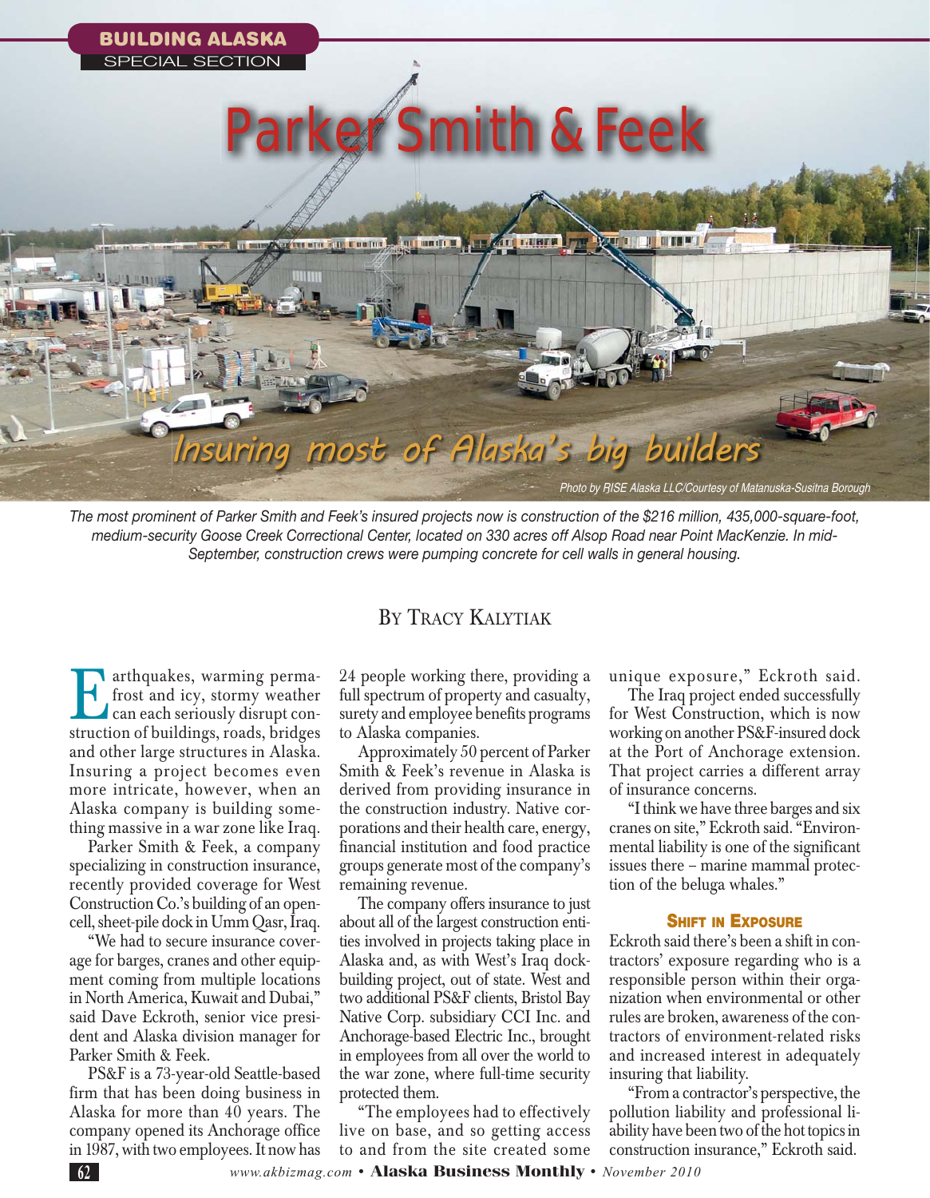BUILDING ALASKA
SPECIAL SECTION

# Parker Smith & Feek

## Insuring most of Alaska's big builders

Photo by RISE Alaska LLC/Courtesy of Matanuska-Susitna Borough

*The most prominent of Parker Smith and Feek's insured projects now is construction of the $216 million, 435,000-square-foot, medium-security Goose Creek Correctional Center, located on 330 acres off Alsop Road near Point MacKenzie. In mid-September, construction crews were pumping concrete for cell walls in general housing.*

By Tracy Kalytiak

Earthquakes, warming permafrost and icy, stormy weather can each seriously disrupt construction of buildings, roads, bridges and other large structures in Alaska. Insuring a project becomes even more intricate, however, when an Alaska company is building something massive in a war zone like Iraq.

Parker Smith & Feek, a company specializing in construction insurance, recently provided coverage for West Construction Co.'s building of an open-cell, sheet-pile dock in Umm Qasr, Iraq.

"We had to secure insurance coverage for barges, cranes and other equipment coming from multiple locations in North America, Kuwait and Dubai," said Dave Eckroth, senior vice president and Alaska division manager for Parker Smith & Feek.

PS&F is a 73-year-old Seattle-based firm that has been doing business in Alaska for more than 40 years. The company opened its Anchorage office in 1987, with two employees. It now has 24 people working there, providing a full spectrum of property and casualty, surety and employee benefits programs to Alaska companies.

Approximately 50 percent of Parker Smith & Feek's revenue in Alaska is derived from providing insurance in the construction industry. Native corporations and their health care, energy, financial institution and food practice groups generate most of the company's remaining revenue.

The company offers insurance to just about all of the largest construction entities involved in projects taking place in Alaska and, as with West's Iraq dock-building project, out of state. West and two additional PS&F clients, Bristol Bay Native Corp. subsidiary CCI Inc. and Anchorage-based Electric Inc., brought in employees from all over the world to the war zone, where full-time security protected them.

"The employees had to effectively live on base, and so getting access to and from the site created some unique exposure," Eckroth said.

The Iraq project ended successfully for West Construction, which is now working on another PS&F-insured dock at the Port of Anchorage extension. That project carries a different array of insurance concerns.

"I think we have three barges and six cranes on site," Eckroth said. "Environmental liability is one of the significant issues there – marine mammal protection of the beluga whales."

### Shift in Exposure

Eckroth said there's been a shift in contractors' exposure regarding who is a responsible person within their organization when environmental or other rules are broken, awareness of the contractors of environment-related risks and increased interest in adequately insuring that liability.

"From a contractor's perspective, the pollution liability and professional liability have been two of the hot topics in construction insurance," Eckroth said.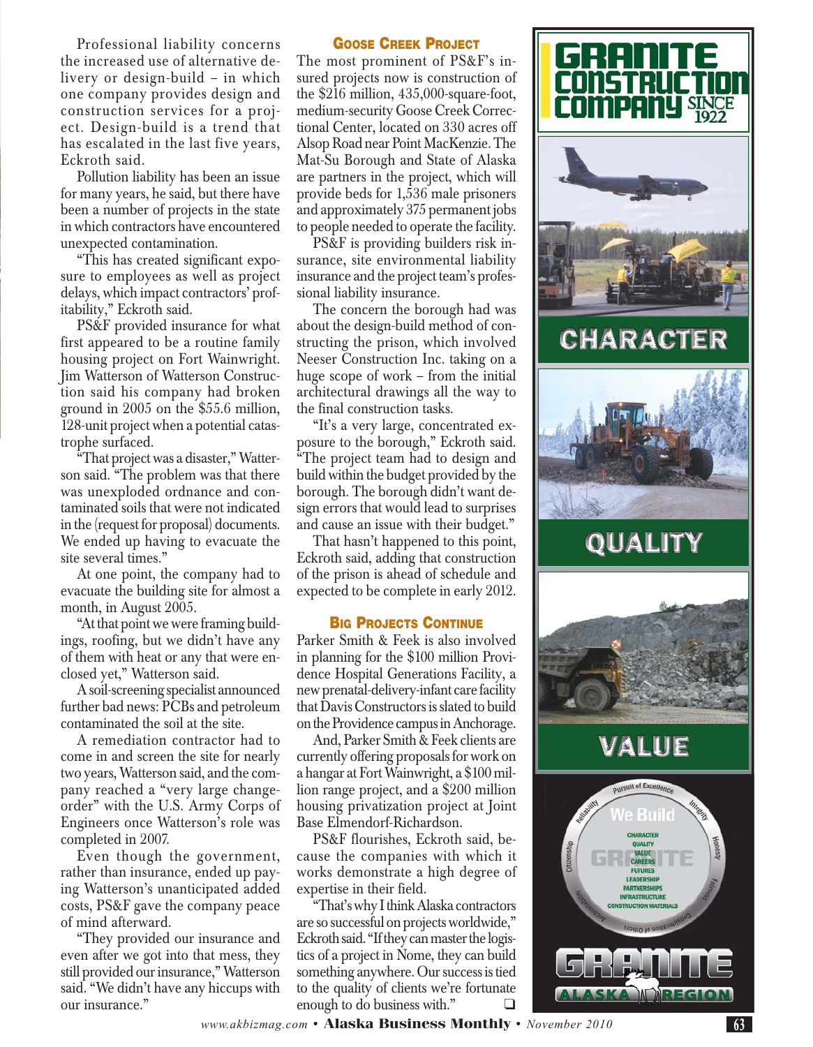Professional liability concerns the increased use of alternative delivery or design-build – in which one company provides design and construction services for a project. Design-build is a trend that has escalated in the last five years, Eckroth said.

Pollution liability has been an issue for many years, he said, but there have been a number of projects in the state in which contractors have encountered unexpected contamination.

"This has created significant exposure to employees as well as project delays, which impact contractors' profitability," Eckroth said.

PS&F provided insurance for what first appeared to be a routine family housing project on Fort Wainwright. Jim Watterson of Watterson Construction said his company had broken ground in 2005 on the $55.6 million, 128-unit project when a potential catastrophe surfaced.

"That project was a disaster," Watterson said. "The problem was that there was unexploded ordnance and contaminated soils that were not indicated in the (request for proposal) documents. We ended up having to evacuate the site several times."

At one point, the company had to evacuate the building site for almost a month, in August 2005.

"At that point we were framing buildings, roofing, but we didn't have any of them with heat or any that were enclosed yet," Watterson said.

A soil-screening specialist announced further bad news: PCBs and petroleum contaminated the soil at the site.

A remediation contractor had to come in and screen the site for nearly two years, Watterson said, and the company reached a "very large change-order" with the U.S. Army Corps of Engineers once Watterson's role was completed in 2007.

Even though the government, rather than insurance, ended up paying Watterson's unanticipated added costs, PS&F gave the company peace of mind afterward.

"They provided our insurance and even after we got into that mess, they still provided our insurance," Watterson said. "We didn't have any hiccups with our insurance."

## Goose Creek Project

The most prominent of PS&F's insured projects now is construction of the $216 million, 435,000-square-foot, medium-security Goose Creek Correctional Center, located on 330 acres off Alsop Road near Point MacKenzie. The Mat-Su Borough and State of Alaska are partners in the project, which will provide beds for 1,536 male prisoners and approximately 375 permanent jobs to people needed to operate the facility.

PS&F is providing builders risk insurance, site environmental liability insurance and the project team's professional liability insurance.

The concern the borough had was about the design-build method of constructing the prison, which involved Neeser Construction Inc. taking on a huge scope of work – from the initial architectural drawings all the way to the final construction tasks.

"It's a very large, concentrated exposure to the borough," Eckroth said. "The project team had to design and build within the budget provided by the borough. The borough didn't want design errors that would lead to surprises and cause an issue with their budget."

That hasn't happened to this point, Eckroth said, adding that construction of the prison is ahead of schedule and expected to be complete in early 2012.

## Big Projects Continue

Parker Smith & Feek is also involved in planning for the $100 million Providence Hospital Generations Facility, a new prenatal-delivery-infant care facility that Davis Constructors is slated to build on the Providence campus in Anchorage.

And, Parker Smith & Feek clients are currently offering proposals for work on a hangar at Fort Wainwright, a $100 million range project, and a $200 million housing privatization project at Joint Base Elmendorf-Richardson.

PS&F flourishes, Eckroth said, because the companies with which it works demonstrate a high degree of expertise in their field.

"That's why I think Alaska contractors are so successful on projects worldwide," Eckroth said. "If they can master the logistics of a project in Nome, they can build something anywhere. Our success is tied to the quality of clients we're fortunate enough to do business with." ❑

GRANITE CONSTRUCTION COMPANY SINCE 1922

CHARACTER

QUALITY

VALUE

Pursuit of Excellence · Integrity · Honesty · Fairness · Consideration of Others · Accountability · Citizenship · Reliability

We Build

CHARACTER
QUALITY
VALUE
CAREERS
FUTURES
LEADERSHIP
PARTNERSHIPS
INFRASTRUCTURE
CONSTRUCTION MATERIALS

GRANITE ALASKA REGION